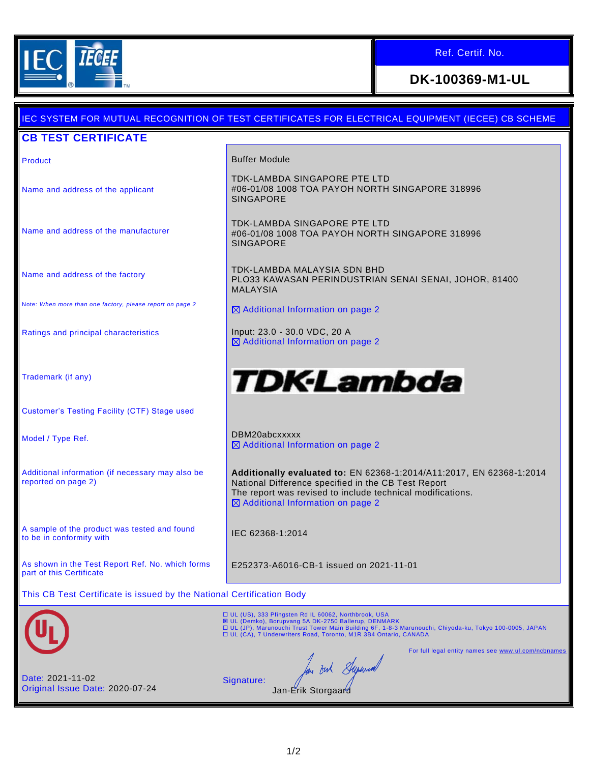Ref. Certif. No.

**DK-100369-M1-UL**

IEC SYSTEM FOR MUTUAL RECOGNITION OF TEST CERTIFICATES FOR ELECTRICAL EQUIPMENT (IECEE) CB SCHEME

## CB TEST CERTIFICATE

| | |
|---|---|
| Product | Buffer Module |
| Name and address of the applicant | TDK-LAMBDA SINGAPORE PTE LTD<br>#06-01/08 1008 TOA PAYOH NORTH SINGAPORE 318996<br>SINGAPORE |
| Name and address of the manufacturer | TDK-LAMBDA SINGAPORE PTE LTD<br>#06-01/08 1008 TOA PAYOH NORTH SINGAPORE 318996<br>SINGAPORE |
| Name and address of the factory | TDK-LAMBDA MALAYSIA SDN BHD<br>PLO33 KAWASAN PERINDUSTRIAN SENAI SENAI, JOHOR, 81400<br>MALAYSIA |
| Note: *When more than one factory, please report on page 2* | ☒ Additional Information on page 2 |
| Ratings and principal characteristics | Input: 23.0 - 30.0 VDC, 20 A<br>☒ Additional Information on page 2 |
| Trademark (if any) | TDK-Lambda |
| Customer's Testing Facility (CTF) Stage used | |
| Model / Type Ref. | DBM20abcxxxxx<br>☒ Additional Information on page 2 |
| Additional information (if necessary may also be reported on page 2) | **Additionally evaluated to:** EN 62368-1:2014/A11:2017, EN 62368-1:2014 National Difference specified in the CB Test Report<br>The report was revised to include technical modifications.<br>☒ Additional Information on page 2 |
| A sample of the product was tested and found to be in conformity with | IEC 62368-1:2014 |
| As shown in the Test Report Ref. No. which forms part of this Certificate | E252373-A6016-CB-1 issued on 2021-11-01 |

This CB Test Certificate is issued by the National Certification Body

- ☐ UL (US), 333 Pfingsten Rd IL 60062, Northbrook, USA
- ☒ UL (Demko), Borupvang 5A DK-2750 Ballerup, DENMARK
- ☐ UL (JP), Marunouchi Trust Tower Main Building 6F, 1-8-3 Marunouchi, Chiyoda-ku, Tokyo 100-0005, JAPAN
- ☐ UL (CA), 7 Underwriters Road, Toronto, M1R 3B4 Ontario, CANADA

For full legal entity names see www.ul.com/ncbnames

Date: 2021-11-02
Original Issue Date: 2020-07-24

Signature:
Jan-Erik Storgaard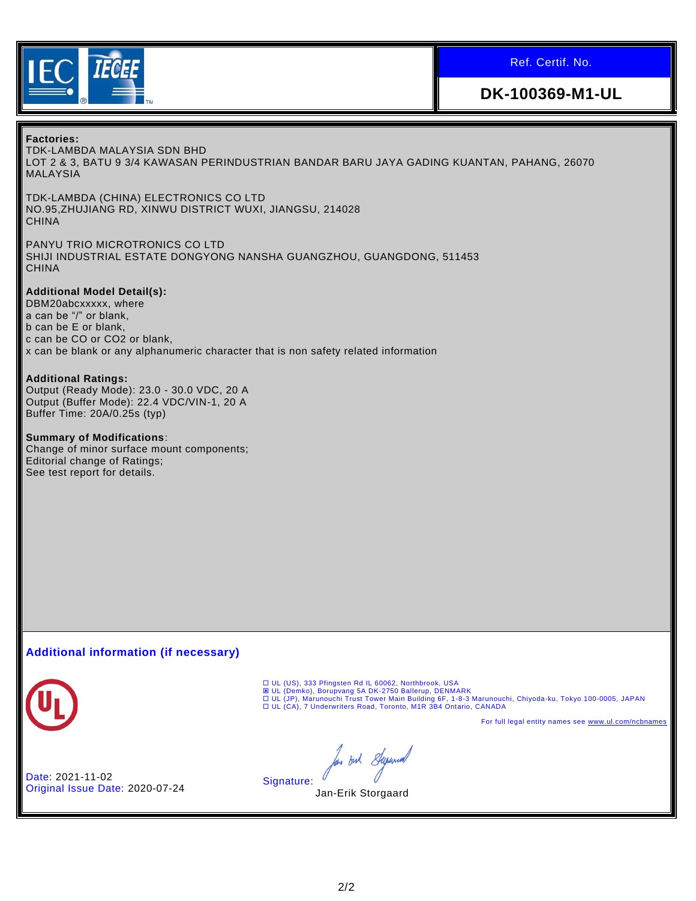Ref. Certif. No.

**DK-100369-M1-UL**

**Factories:**
TDK-LAMBDA MALAYSIA SDN BHD
LOT 2 & 3, BATU 9 3/4 KAWASAN PERINDUSTRIAN BANDAR BARU JAYA GADING KUANTAN, PAHANG, 26070
MALAYSIA

TDK-LAMBDA (CHINA) ELECTRONICS CO LTD
NO.95,ZHUJIANG RD, XINWU DISTRICT WUXI, JIANGSU, 214028
CHINA

PANYU TRIO MICROTRONICS CO LTD
SHIJI INDUSTRIAL ESTATE DONGYONG NANSHA GUANGZHOU, GUANGDONG, 511453
CHINA

**Additional Model Detail(s):**
DBM20abcxxxxx, where
a can be "/" or blank,
b can be E or blank,
c can be CO or CO2 or blank,
x can be blank or any alphanumeric character that is non safety related information

**Additional Ratings:**
Output (Ready Mode): 23.0 - 30.0 VDC, 20 A
Output (Buffer Mode): 22.4 VDC/VIN-1, 20 A
Buffer Time: 20A/0.25s (typ)

**Summary of Modifications**:
Change of minor surface mount components;
Editorial change of Ratings;
See test report for details.

**Additional information (if necessary)**

☐ UL (US), 333 Pfingsten Rd IL 60062, Northbrook, USA
☒ UL (Demko), Borupvang 5A DK-2750 Ballerup, DENMARK
☐ UL (JP), Marunouchi Trust Tower Main Building 6F, 1-8-3 Marunouchi, Chiyoda-ku, Tokyo 100-0005, JAPAN
☐ UL (CA), 7 Underwriters Road, Toronto, M1R 3B4 Ontario, CANADA

For full legal entity names see www.ul.com/ncbnames

Date: 2021-11-02
Original Issue Date: 2020-07-24

Signature:
Jan-Erik Storgaard